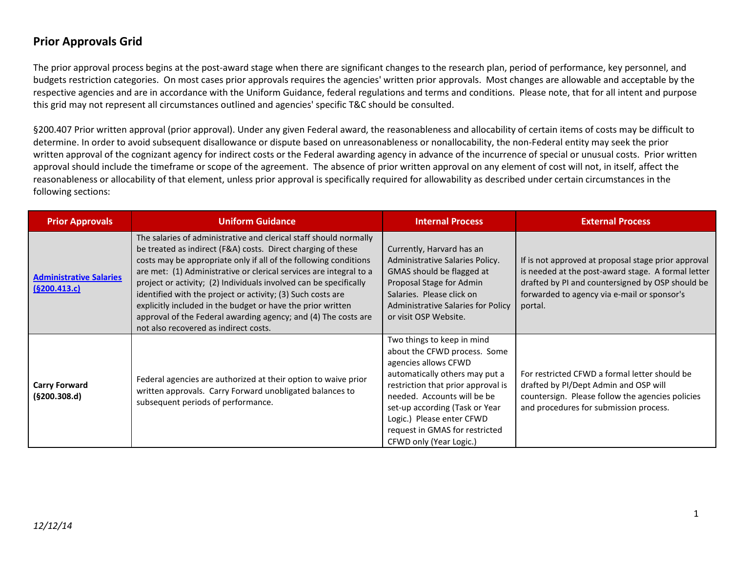## Prior Approvals Grid

The prior approval process begins at the post-award stage when there are significant changes to the research plan, period of performance, key personnel, and budgets restriction categories. On most cases prior approvals requires the agencies' written prior approvals. Most changes are allowable and acceptable by the respective agencies and are in accordance with the Uniform Guidance, federal regulations and terms and conditions. Please note, that for all intent and purpose this grid may not represent all circumstances outlined and agencies' specific T&C should be consulted.

§200.407 Prior written approval (prior approval). Under any given Federal award, the reasonableness and allocability of certain items of costs may be difficult to determine. In order to avoid subsequent disallowance or dispute based on unreasonableness or nonallocability, the non-Federal entity may seek the prior written approval of the cognizant agency for indirect costs or the Federal awarding agency in advance of the incurrence of special or unusual costs. Prior written approval should include the timeframe or scope of the agreement. The absence of prior written approval on any element of cost will not, in itself, affect the reasonableness or allocability of that element, unless prior approval is specifically required for allowability as described under certain circumstances in the following sections:

| Prior Approvals | Uniform Guidance | Internal Process | External Process |
|---|---|---|---|
| **Administrative Salaries (§200.413.c)** | The salaries of administrative and clerical staff should normally be treated as indirect (F&A) costs. Direct charging of these costs may be appropriate only if all of the following conditions are met: (1) Administrative or clerical services are integral to a project or activity; (2) Individuals involved can be specifically identified with the project or activity; (3) Such costs are explicitly included in the budget or have the prior written approval of the Federal awarding agency; and (4) The costs are not also recovered as indirect costs. | Currently, Harvard has an Administrative Salaries Policy. GMAS should be flagged at Proposal Stage for Admin Salaries. Please click on Administrative Salaries for Policy or visit OSP Website. | If is not approved at proposal stage prior approval is needed at the post-award stage. A formal letter drafted by PI and countersigned by OSP should be forwarded to agency via e-mail or sponsor's portal. |
| **Carry Forward (§200.308.d)** | Federal agencies are authorized at their option to waive prior written approvals. Carry Forward unobligated balances to subsequent periods of performance. | Two things to keep in mind about the CFWD process. Some agencies allows CFWD automatically others may put a restriction that prior approval is needed. Accounts will be be set-up according (Task or Year Logic.) Please enter CFWD request in GMAS for restricted CFWD only (Year Logic.) | For restricted CFWD a formal letter should be drafted by PI/Dept Admin and OSP will countersign. Please follow the agencies policies and procedures for submission process. |

*12/12/14*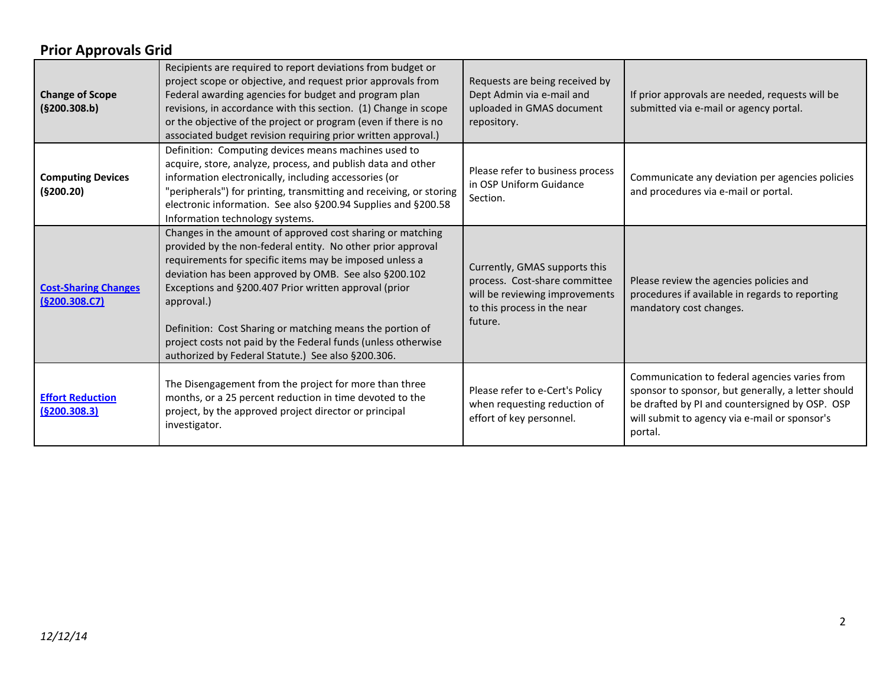## Prior Approvals Grid

| | | | |
|---|---|---|---|
| **Change of Scope (§200.308.b)** | Recipients are required to report deviations from budget or project scope or objective, and request prior approvals from Federal awarding agencies for budget and program plan revisions, in accordance with this section. (1) Change in scope or the objective of the project or program (even if there is no associated budget revision requiring prior written approval.) | Requests are being received by Dept Admin via e-mail and uploaded in GMAS document repository. | If prior approvals are needed, requests will be submitted via e-mail or agency portal. |
| **Computing Devices (§200.20)** | Definition: Computing devices means machines used to acquire, store, analyze, process, and publish data and other information electronically, including accessories (or "peripherals") for printing, transmitting and receiving, or storing electronic information. See also §200.94 Supplies and §200.58 Information technology systems. | Please refer to business process in OSP Uniform Guidance Section. | Communicate any deviation per agencies policies and procedures via e-mail or portal. |
| **Cost-Sharing Changes (§200.308.C7)** | Changes in the amount of approved cost sharing or matching provided by the non-federal entity. No other prior approval requirements for specific items may be imposed unless a deviation has been approved by OMB. See also §200.102 Exceptions and §200.407 Prior written approval (prior approval.)<br><br>Definition: Cost Sharing or matching means the portion of project costs not paid by the Federal funds (unless otherwise authorized by Federal Statute.) See also §200.306. | Currently, GMAS supports this process. Cost-share committee will be reviewing improvements to this process in the near future. | Please review the agencies policies and procedures if available in regards to reporting mandatory cost changes. |
| **Effort Reduction (§200.308.3)** | The Disengagement from the project for more than three months, or a 25 percent reduction in time devoted to the project, by the approved project director or principal investigator. | Please refer to e-Cert's Policy when requesting reduction of effort of key personnel. | Communication to federal agencies varies from sponsor to sponsor, but generally, a letter should be drafted by PI and countersigned by OSP. OSP will submit to agency via e-mail or sponsor's portal. |

*12/12/14*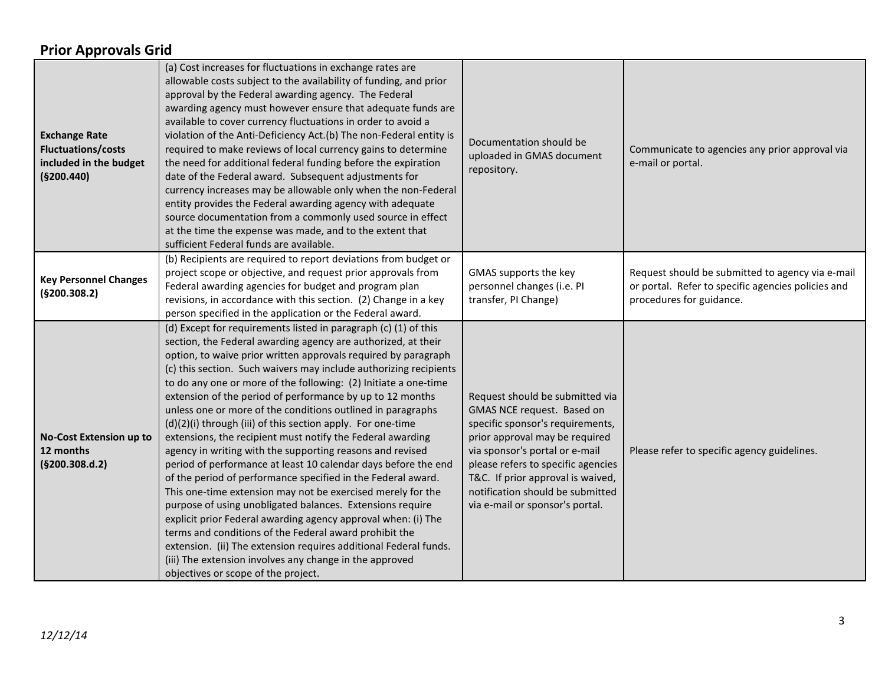## Prior Approvals Grid

| | | | |
|---|---|---|---|
| **Exchange Rate Fluctuations/costs included in the budget (§200.440)** | (a) Cost increases for fluctuations in exchange rates are allowable costs subject to the availability of funding, and prior approval by the Federal awarding agency. The Federal awarding agency must however ensure that adequate funds are available to cover currency fluctuations in order to avoid a violation of the Anti-Deficiency Act.(b) The non-Federal entity is required to make reviews of local currency gains to determine the need for additional federal funding before the expiration date of the Federal award. Subsequent adjustments for currency increases may be allowable only when the non-Federal entity provides the Federal awarding agency with adequate source documentation from a commonly used source in effect at the time the expense was made, and to the extent that sufficient Federal funds are available. | Documentation should be uploaded in GMAS document repository. | Communicate to agencies any prior approval via e-mail or portal. |
| **Key Personnel Changes (§200.308.2)** | (b) Recipients are required to report deviations from budget or project scope or objective, and request prior approvals from Federal awarding agencies for budget and program plan revisions, in accordance with this section. (2) Change in a key person specified in the application or the Federal award. | GMAS supports the key personnel changes (i.e. PI transfer, PI Change) | Request should be submitted to agency via e-mail or portal. Refer to specific agencies policies and procedures for guidance. |
| **No-Cost Extension up to 12 months (§200.308.d.2)** | (d) Except for requirements listed in paragraph (c) (1) of this section, the Federal awarding agency are authorized, at their option, to waive prior written approvals required by paragraph (c) this section. Such waivers may include authorizing recipients to do any one or more of the following: (2) Initiate a one-time extension of the period of performance by up to 12 months unless one or more of the conditions outlined in paragraphs (d)(2)(i) through (iii) of this section apply. For one-time extensions, the recipient must notify the Federal awarding agency in writing with the supporting reasons and revised period of performance at least 10 calendar days before the end of the period of performance specified in the Federal award. This one-time extension may not be exercised merely for the purpose of using unobligated balances. Extensions require explicit prior Federal awarding agency approval when: (i) The terms and conditions of the Federal award prohibit the extension. (ii) The extension requires additional Federal funds. (iii) The extension involves any change in the approved objectives or scope of the project. | Request should be submitted via GMAS NCE request. Based on specific sponsor's requirements, prior approval may be required via sponsor's portal or e-mail please refers to specific agencies T&C. If prior approval is waived, notification should be submitted via e-mail or sponsor's portal. | Please refer to specific agency guidelines. |

*12/12/14*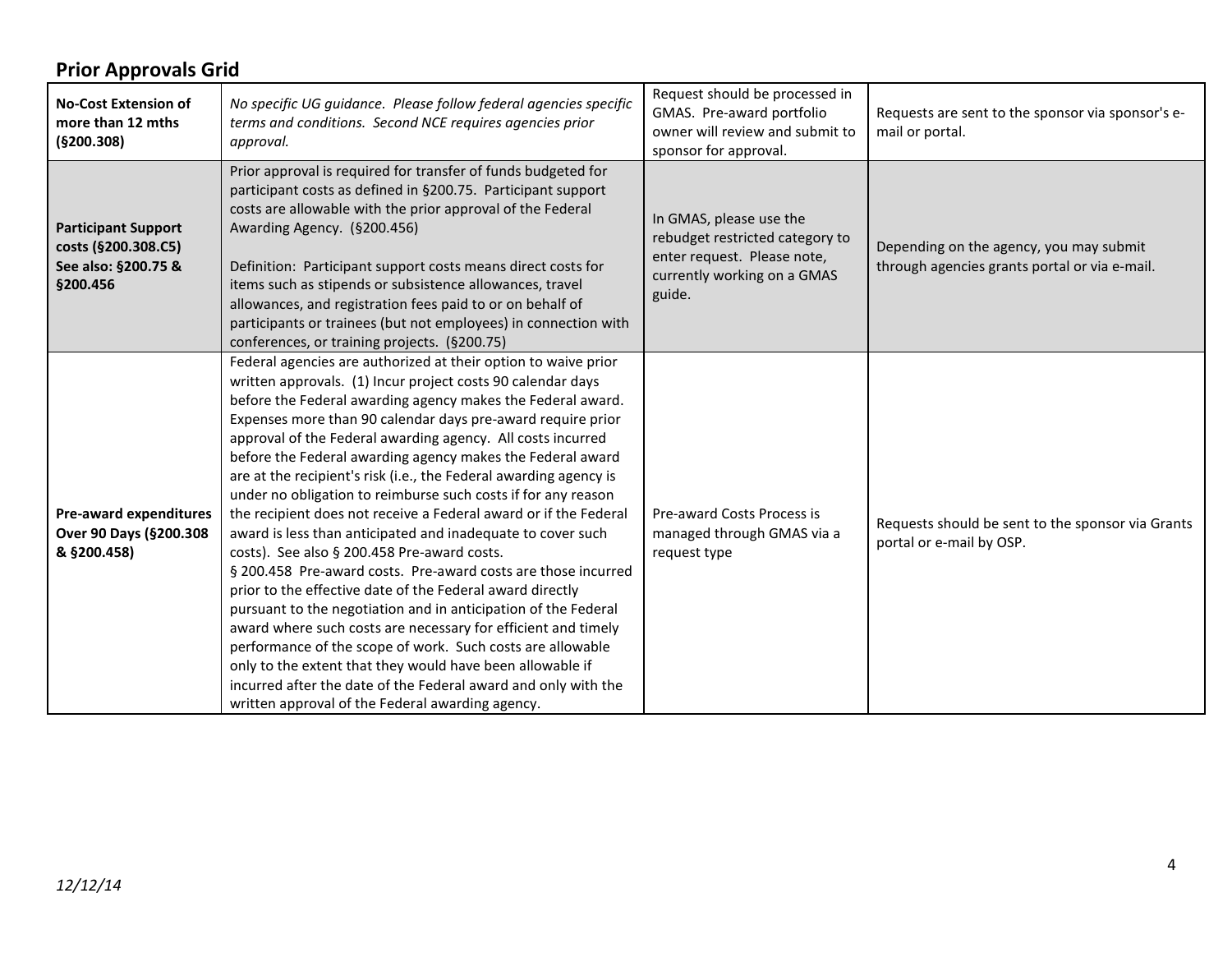## Prior Approvals Grid

| | | | |
|---|---|---|---|
| **No-Cost Extension of more than 12 mths (§200.308)** | *No specific UG guidance. Please follow federal agencies specific terms and conditions. Second NCE requires agencies prior approval.* | Request should be processed in GMAS. Pre-award portfolio owner will review and submit to sponsor for approval. | Requests are sent to the sponsor via sponsor's e-mail or portal. |
| **Participant Support costs (§200.308.C5) See also: §200.75 & §200.456** | Prior approval is required for transfer of funds budgeted for participant costs as defined in §200.75. Participant support costs are allowable with the prior approval of the Federal Awarding Agency. (§200.456)<br><br>Definition: Participant support costs means direct costs for items such as stipends or subsistence allowances, travel allowances, and registration fees paid to or on behalf of participants or trainees (but not employees) in connection with conferences, or training projects. (§200.75) | In GMAS, please use the rebudget restricted category to enter request. Please note, currently working on a GMAS guide. | Depending on the agency, you may submit through agencies grants portal or via e-mail. |
| **Pre-award expenditures Over 90 Days (§200.308 & §200.458)** | Federal agencies are authorized at their option to waive prior written approvals. (1) Incur project costs 90 calendar days before the Federal awarding agency makes the Federal award. Expenses more than 90 calendar days pre-award require prior approval of the Federal awarding agency. All costs incurred before the Federal awarding agency makes the Federal award are at the recipient's risk (i.e., the Federal awarding agency is under no obligation to reimburse such costs if for any reason the recipient does not receive a Federal award or if the Federal award is less than anticipated and inadequate to cover such costs). See also § 200.458 Pre-award costs.<br>§ 200.458 Pre-award costs. Pre-award costs are those incurred prior to the effective date of the Federal award directly pursuant to the negotiation and in anticipation of the Federal award where such costs are necessary for efficient and timely performance of the scope of work. Such costs are allowable only to the extent that they would have been allowable if incurred after the date of the Federal award and only with the written approval of the Federal awarding agency. | Pre-award Costs Process is managed through GMAS via a request type | Requests should be sent to the sponsor via Grants portal or e-mail by OSP. |

*12/12/14*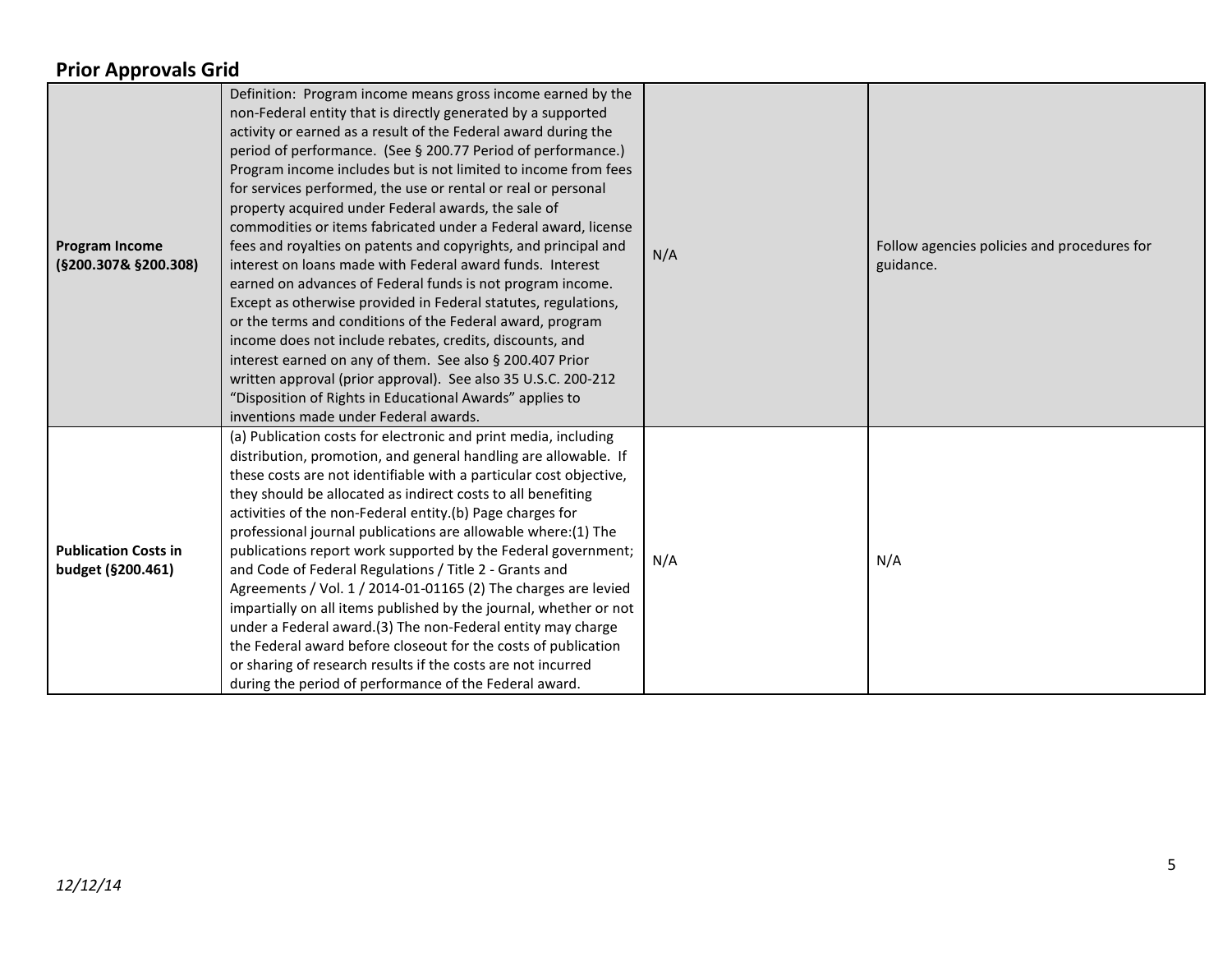## Prior Approvals Grid

| | | | |
|---|---|---|---|
| **Program Income (§200.307& §200.308)** | Definition: Program income means gross income earned by the non-Federal entity that is directly generated by a supported activity or earned as a result of the Federal award during the period of performance. (See § 200.77 Period of performance.) Program income includes but is not limited to income from fees for services performed, the use or rental or real or personal property acquired under Federal awards, the sale of commodities or items fabricated under a Federal award, license fees and royalties on patents and copyrights, and principal and interest on loans made with Federal award funds. Interest earned on advances of Federal funds is not program income. Except as otherwise provided in Federal statutes, regulations, or the terms and conditions of the Federal award, program income does not include rebates, credits, discounts, and interest earned on any of them. See also § 200.407 Prior written approval (prior approval). See also 35 U.S.C. 200-212 "Disposition of Rights in Educational Awards" applies to inventions made under Federal awards. | N/A | Follow agencies policies and procedures for guidance. |
| **Publication Costs in budget (§200.461)** | (a) Publication costs for electronic and print media, including distribution, promotion, and general handling are allowable. If these costs are not identifiable with a particular cost objective, they should be allocated as indirect costs to all benefiting activities of the non-Federal entity.(b) Page charges for professional journal publications are allowable where:(1) The publications report work supported by the Federal government; and Code of Federal Regulations / Title 2 - Grants and Agreements / Vol. 1 / 2014-01-01165 (2) The charges are levied impartially on all items published by the journal, whether or not under a Federal award.(3) The non-Federal entity may charge the Federal award before closeout for the costs of publication or sharing of research results if the costs are not incurred during the period of performance of the Federal award. | N/A | N/A |

*12/12/14*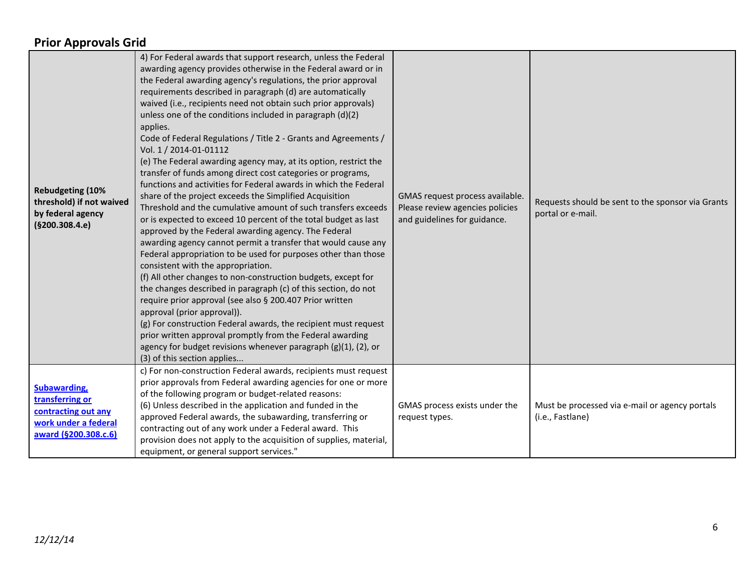## Prior Approvals Grid

| | | | |
|---|---|---|---|
| **Rebudgeting (10% threshold) if not waived by federal agency (§200.308.4.e)** | 4) For Federal awards that support research, unless the Federal awarding agency provides otherwise in the Federal award or in the Federal awarding agency's regulations, the prior approval requirements described in paragraph (d) are automatically waived (i.e., recipients need not obtain such prior approvals) unless one of the conditions included in paragraph (d)(2) applies.<br>Code of Federal Regulations / Title 2 - Grants and Agreements / Vol. 1 / 2014-01-01112<br>(e) The Federal awarding agency may, at its option, restrict the transfer of funds among direct cost categories or programs, functions and activities for Federal awards in which the Federal share of the project exceeds the Simplified Acquisition Threshold and the cumulative amount of such transfers exceeds or is expected to exceed 10 percent of the total budget as last approved by the Federal awarding agency. The Federal awarding agency cannot permit a transfer that would cause any Federal appropriation to be used for purposes other than those consistent with the appropriation.<br>(f) All other changes to non-construction budgets, except for the changes described in paragraph (c) of this section, do not require prior approval (see also § 200.407 Prior written approval (prior approval)).<br>(g) For construction Federal awards, the recipient must request prior written approval promptly from the Federal awarding agency for budget revisions whenever paragraph (g)(1), (2), or (3) of this section applies... | GMAS request process available. Please review agencies policies and guidelines for guidance. | Requests should be sent to the sponsor via Grants portal or e-mail. |
| **Subawarding, transferring or contracting out any work under a federal award (§200.308.c.6)** | c) For non-construction Federal awards, recipients must request prior approvals from Federal awarding agencies for one or more of the following program or budget-related reasons:<br>(6) Unless described in the application and funded in the approved Federal awards, the subawarding, transferring or contracting out of any work under a Federal award. This provision does not apply to the acquisition of supplies, material, equipment, or general support services." | GMAS process exists under the request types. | Must be processed via e-mail or agency portals (i.e., Fastlane) |

*12/12/14*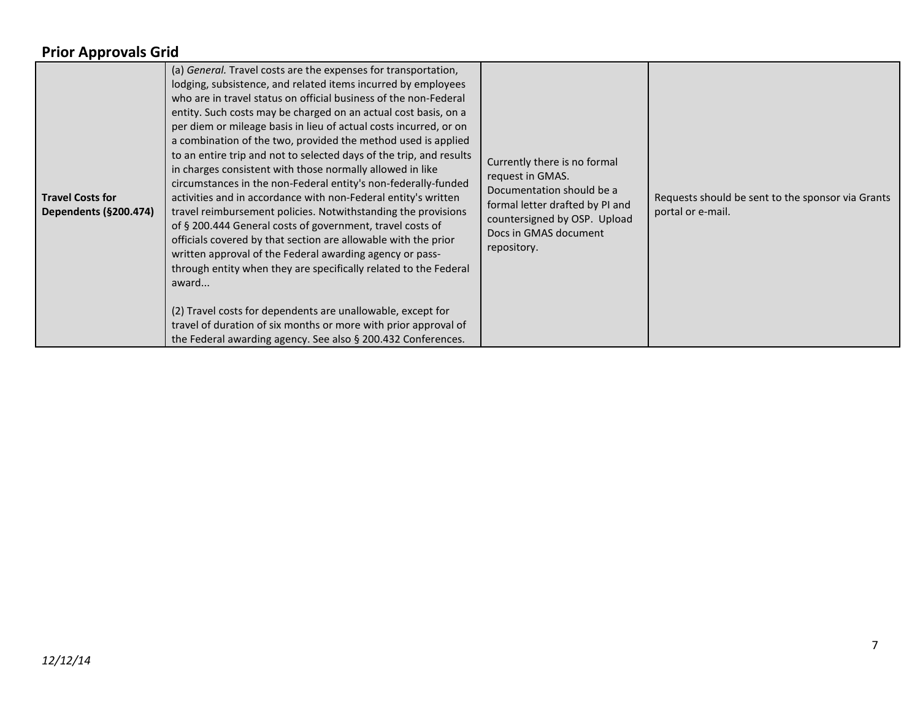## Prior Approvals Grid

| | | | |
|---|---|---|---|
| **Travel Costs for Dependents (§200.474)** | (a) *General.* Travel costs are the expenses for transportation, lodging, subsistence, and related items incurred by employees who are in travel status on official business of the non-Federal entity. Such costs may be charged on an actual cost basis, on a per diem or mileage basis in lieu of actual costs incurred, or on a combination of the two, provided the method used is applied to an entire trip and not to selected days of the trip, and results in charges consistent with those normally allowed in like circumstances in the non-Federal entity's non-federally-funded activities and in accordance with non-Federal entity's written travel reimbursement policies. Notwithstanding the provisions of § 200.444 General costs of government, travel costs of officials covered by that section are allowable with the prior written approval of the Federal awarding agency or pass-through entity when they are specifically related to the Federal award...<br><br>(2) Travel costs for dependents are unallowable, except for travel of duration of six months or more with prior approval of the Federal awarding agency. See also § 200.432 Conferences. | Currently there is no formal request in GMAS. Documentation should be a formal letter drafted by PI and countersigned by OSP. Upload Docs in GMAS document repository. | Requests should be sent to the sponsor via Grants portal or e-mail. |

*12/12/14*